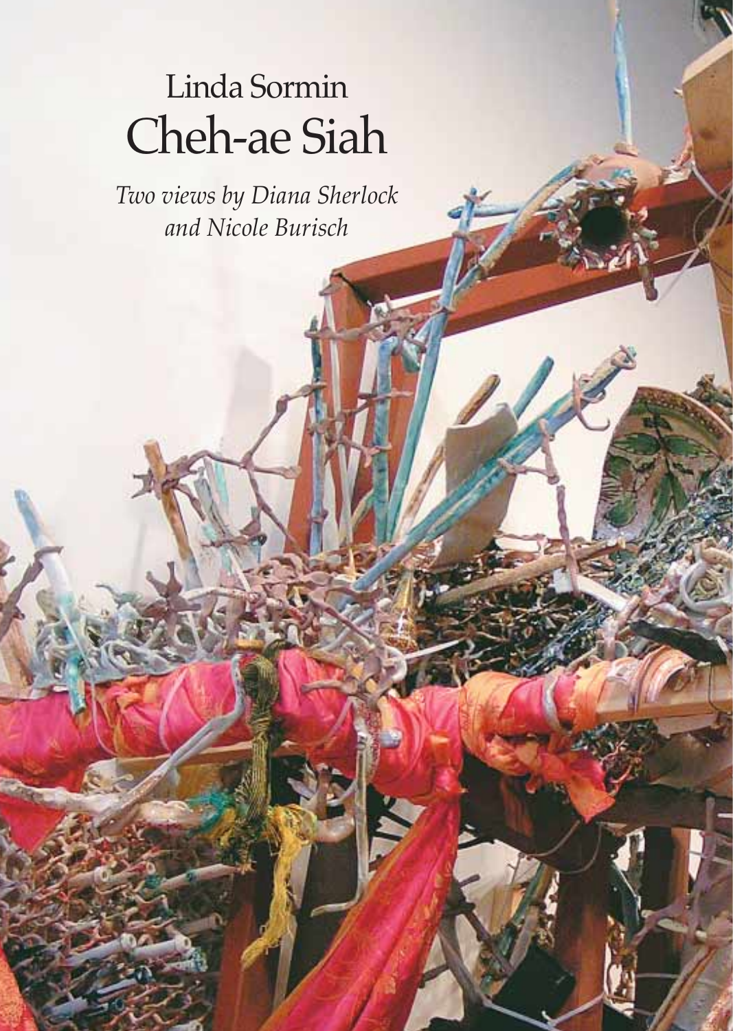Linda Sormin

# Cheh-ae Siah

*Two views by Diana Sherlock and Nicole Burisch*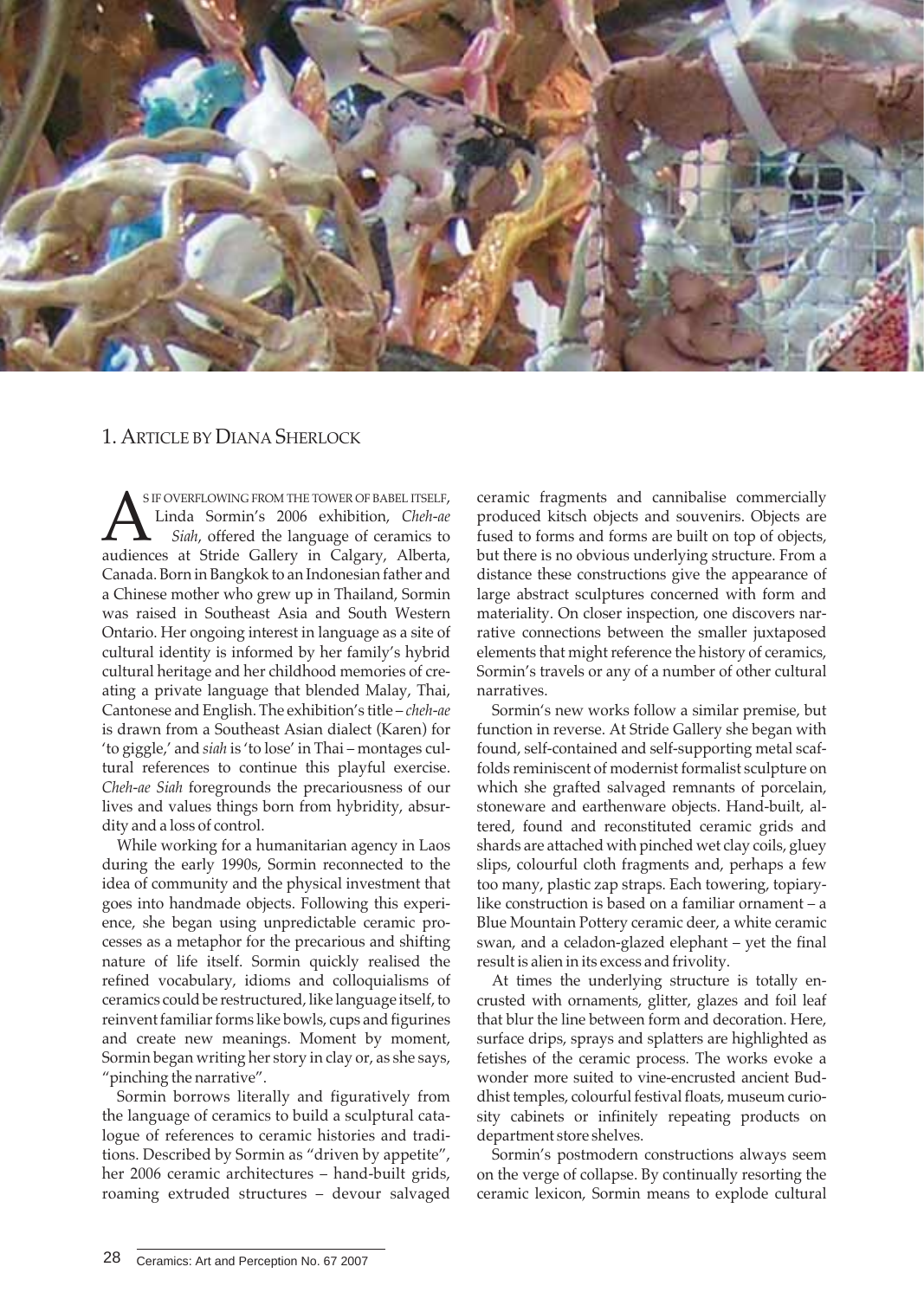## 1. Article by Diana Sherlock

As if overflowing from the tower of Babel itself, Linda Sormin's 2006 exhibition, *Cheh-ae Siah*, offered the language of ceramics to audiences at Stride Gallery in Calgary, Alberta, Canada. Born in Bangkok to an Indonesian father and a Chinese mother who grew up in Thailand, Sormin was raised in Southeast Asia and South Western Ontario. Her ongoing interest in language as a site of cultural identity is informed by her family's hybrid cultural heritage and her childhood memories of creating a private language that blended Malay, Thai, Cantonese and English. The exhibition's title – *cheh-ae* is drawn from a Southeast Asian dialect (Karen) for 'to giggle,' and *siah* is 'to lose' in Thai – montages cultural references to continue this playful exercise. *Cheh-ae Siah* foregrounds the precariousness of our lives and values things born from hybridity, absurdity and a loss of control.

While working for a humanitarian agency in Laos during the early 1990s, Sormin reconnected to the idea of community and the physical investment that goes into handmade objects. Following this experience, she began using unpredictable ceramic processes as a metaphor for the precarious and shifting nature of life itself. Sormin quickly realised the refined vocabulary, idioms and colloquialisms of ceramics could be restructured, like language itself, to reinvent familiar forms like bowls, cups and figurines and create new meanings. Moment by moment, Sormin began writing her story in clay or, as she says, "pinching the narrative".

Sormin borrows literally and figuratively from the language of ceramics to build a sculptural catalogue of references to ceramic histories and traditions. Described by Sormin as "driven by appetite", her 2006 ceramic architectures – hand-built grids, roaming extruded structures – devour salvaged ceramic fragments and cannibalise commercially produced kitsch objects and souvenirs. Objects are fused to forms and forms are built on top of objects, but there is no obvious underlying structure. From a distance these constructions give the appearance of large abstract sculptures concerned with form and materiality. On closer inspection, one discovers narrative connections between the smaller juxtaposed elements that might reference the history of ceramics, Sormin's travels or any of a number of other cultural narratives.

Sormin's new works follow a similar premise, but function in reverse. At Stride Gallery she began with found, self-contained and self-supporting metal scaffolds reminiscent of modernist formalist sculpture on which she grafted salvaged remnants of porcelain, stoneware and earthenware objects. Hand-built, altered, found and reconstituted ceramic grids and shards are attached with pinched wet clay coils, gluey slips, colourful cloth fragments and, perhaps a few too many, plastic zap straps. Each towering, topiary-like construction is based on a familiar ornament – a Blue Mountain Pottery ceramic deer, a white ceramic swan, and a celadon-glazed elephant – yet the final result is alien in its excess and frivolity.

At times the underlying structure is totally encrusted with ornaments, glitter, glazes and foil leaf that blur the line between form and decoration. Here, surface drips, sprays and splatters are highlighted as fetishes of the ceramic process. The works evoke a wonder more suited to vine-encrusted ancient Buddhist temples, colourful festival floats, museum curiosity cabinets or infinitely repeating products on department store shelves.

Sormin's postmodern constructions always seem on the verge of collapse. By continually resorting the ceramic lexicon, Sormin means to explode cultural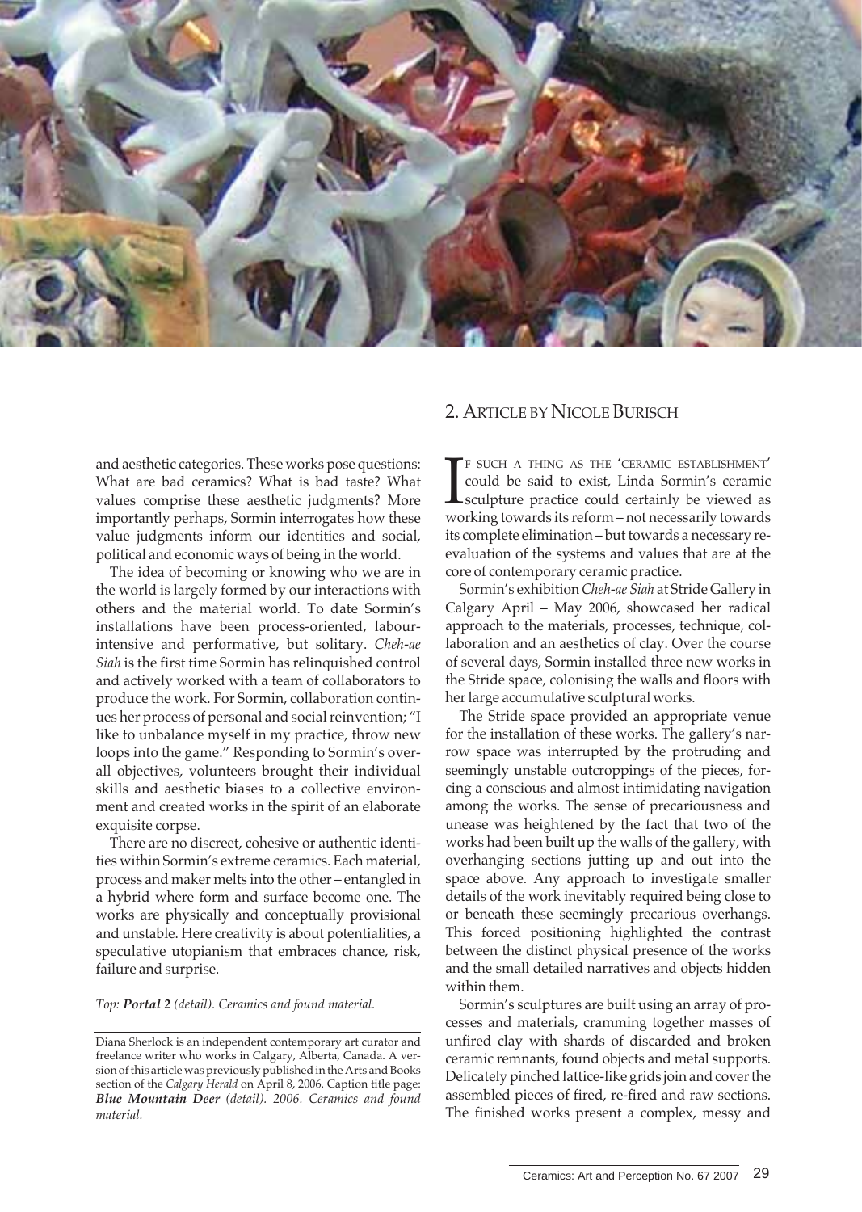and aesthetic categories. These works pose questions: What are bad ceramics? What is bad taste? What values comprise these aesthetic judgments? More importantly perhaps, Sormin interrogates how these value judgments inform our identities and social, political and economic ways of being in the world.

The idea of becoming or knowing who we are in the world is largely formed by our interactions with others and the material world. To date Sormin's installations have been process-oriented, labour-intensive and performative, but solitary. *Cheh-ae Siah* is the first time Sormin has relinquished control and actively worked with a team of collaborators to produce the work. For Sormin, collaboration continues her process of personal and social reinvention; "I like to unbalance myself in my practice, throw new loops into the game." Responding to Sormin's overall objectives, volunteers brought their individual skills and aesthetic biases to a collective environment and created works in the spirit of an elaborate exquisite corpse.

There are no discreet, cohesive or authentic identities within Sormin's extreme ceramics. Each material, process and maker melts into the other – entangled in a hybrid where form and surface become one. The works are physically and conceptually provisional and unstable. Here creativity is about potentialities, a speculative utopianism that embraces chance, risk, failure and surprise.

*Top: **Portal 2** (detail). Ceramics and found material.*

Diana Sherlock is an independent contemporary art curator and freelance writer who works in Calgary, Alberta, Canada. A version of this article was previously published in the Arts and Books section of the *Calgary Herald* on April 8, 2006. Caption title page: ***Blue Mountain Deer** (detail). 2006. Ceramics and found material.*

## 2. Article by Nicole Burisch

If such a thing as the 'ceramic establishment' could be said to exist, Linda Sormin's ceramic sculpture practice could certainly be viewed as working towards its reform – not necessarily towards its complete elimination – but towards a necessary re-evaluation of the systems and values that are at the core of contemporary ceramic practice.

Sormin's exhibition *Cheh-ae Siah* at Stride Gallery in Calgary April – May 2006, showcased her radical approach to the materials, processes, technique, collaboration and an aesthetics of clay. Over the course of several days, Sormin installed three new works in the Stride space, colonising the walls and floors with her large accumulative sculptural works.

The Stride space provided an appropriate venue for the installation of these works. The gallery's narrow space was interrupted by the protruding and seemingly unstable outcroppings of the pieces, forcing a conscious and almost intimidating navigation among the works. The sense of precariousness and unease was heightened by the fact that two of the works had been built up the walls of the gallery, with overhanging sections jutting up and out into the space above. Any approach to investigate smaller details of the work inevitably required being close to or beneath these seemingly precarious overhangs. This forced positioning highlighted the contrast between the distinct physical presence of the works and the small detailed narratives and objects hidden within them.

Sormin's sculptures are built using an array of processes and materials, cramming together masses of unfired clay with shards of discarded and broken ceramic remnants, found objects and metal supports. Delicately pinched lattice-like grids join and cover the assembled pieces of fired, re-fired and raw sections. The finished works present a complex, messy and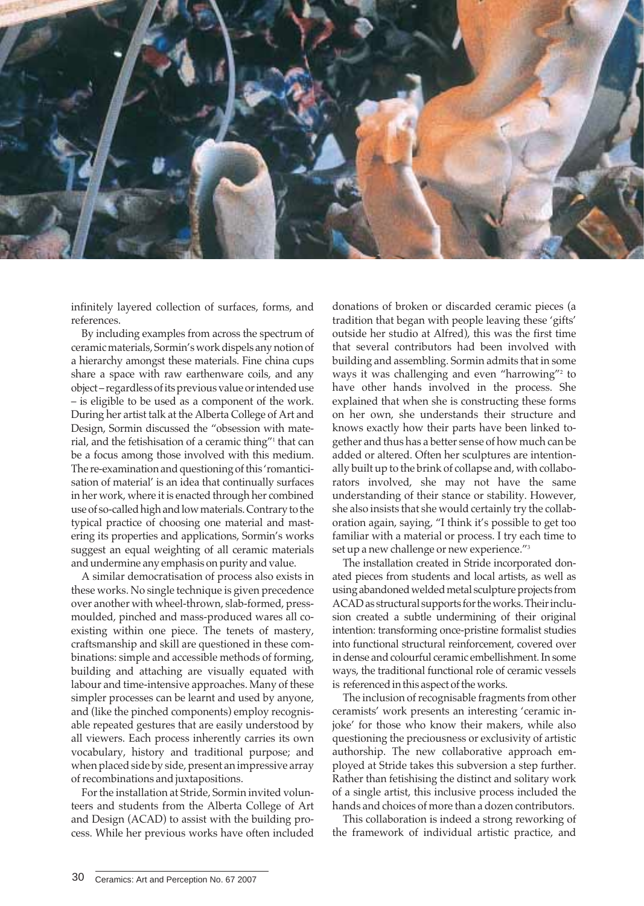infinitely layered collection of surfaces, forms, and references.

By including examples from across the spectrum of ceramic materials, Sormin's work dispels any notion of a hierarchy amongst these materials. Fine china cups share a space with raw earthenware coils, and any object – regardless of its previous value or intended use – is eligible to be used as a component of the work. During her artist talk at the Alberta College of Art and Design, Sormin discussed the "obsession with material, and the fetishisation of a ceramic thing"[1] that can be a focus among those involved with this medium. The re-examination and questioning of this 'romanticisation of material' is an idea that continually surfaces in her work, where it is enacted through her combined use of so-called high and low materials. Contrary to the typical practice of choosing one material and mastering its properties and applications, Sormin's works suggest an equal weighting of all ceramic materials and undermine any emphasis on purity and value.

A similar democratisation of process also exists in these works. No single technique is given precedence over another with wheel-thrown, slab-formed, press-moulded, pinched and mass-produced wares all co-existing within one piece. The tenets of mastery, craftsmanship and skill are questioned in these combinations: simple and accessible methods of forming, building and attaching are visually equated with labour and time-intensive approaches. Many of these simpler processes can be learnt and used by anyone, and (like the pinched components) employ recognisable repeated gestures that are easily understood by all viewers. Each process inherently carries its own vocabulary, history and traditional purpose; and when placed side by side, present an impressive array of recombinations and juxtapositions.

For the installation at Stride, Sormin invited volunteers and students from the Alberta College of Art and Design (ACAD) to assist with the building process. While her previous works have often included donations of broken or discarded ceramic pieces (a tradition that began with people leaving these 'gifts' outside her studio at Alfred), this was the first time that several contributors had been involved with building and assembling. Sormin admits that in some ways it was challenging and even "harrowing"[2] to have other hands involved in the process. She explained that when she is constructing these forms on her own, she understands their structure and knows exactly how their parts have been linked together and thus has a better sense of how much can be added or altered. Often her sculptures are intentionally built up to the brink of collapse and, with collaborators involved, she may not have the same understanding of their stance or stability. However, she also insists that she would certainly try the collaboration again, saying, "I think it's possible to get too familiar with a material or process. I try each time to set up a new challenge or new experience."[3]

The installation created in Stride incorporated donated pieces from students and local artists, as well as using abandoned welded metal sculpture projects from ACAD as structural supports for the works. Their inclusion created a subtle undermining of their original intention: transforming once-pristine formalist studies into functional structural reinforcement, covered over in dense and colourful ceramic embellishment. In some ways, the traditional functional role of ceramic vessels is referenced in this aspect of the works.

The inclusion of recognisable fragments from other ceramists' work presents an interesting 'ceramic in-joke' for those who know their makers, while also questioning the preciousness or exclusivity of artistic authorship. The new collaborative approach employed at Stride takes this subversion a step further. Rather than fetishising the distinct and solitary work of a single artist, this inclusive process included the hands and choices of more than a dozen contributors.

This collaboration is indeed a strong reworking of the framework of individual artistic practice, and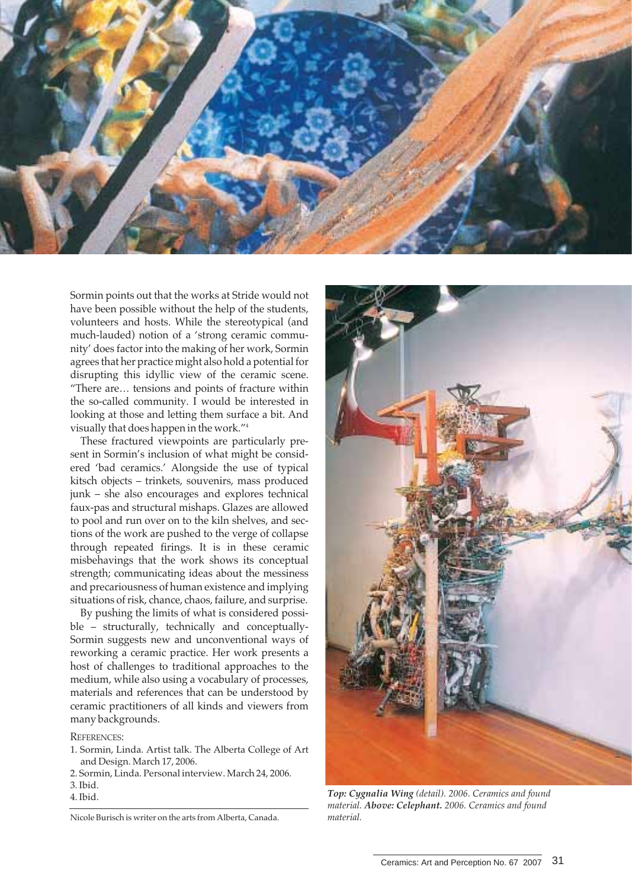Sormin points out that the works at Stride would not have been possible without the help of the students, volunteers and hosts. While the stereotypical (and much-lauded) notion of a 'strong ceramic community' does factor into the making of her work, Sormin agrees that her practice might also hold a potential for disrupting this idyllic view of the ceramic scene. "There are… tensions and points of fracture within the so-called community. I would be interested in looking at those and letting them surface a bit. And visually that does happen in the work."[4]

These fractured viewpoints are particularly present in Sormin's inclusion of what might be considered 'bad ceramics.' Alongside the use of typical kitsch objects – trinkets, souvenirs, mass produced junk – she also encourages and explores technical faux-pas and structural mishaps. Glazes are allowed to pool and run over on to the kiln shelves, and sections of the work are pushed to the verge of collapse through repeated firings. It is in these ceramic misbehavings that the work shows its conceptual strength; communicating ideas about the messiness and precariousness of human existence and implying situations of risk, chance, chaos, failure, and surprise.

By pushing the limits of what is considered possible – structurally, technically and conceptually- Sormin suggests new and unconventional ways of reworking a ceramic practice. Her work presents a host of challenges to traditional approaches to the medium, while also using a vocabulary of processes, materials and references that can be understood by ceramic practitioners of all kinds and viewers from many backgrounds.

References:

1. Sormin, Linda. Artist talk. The Alberta College of Art and Design. March 17, 2006.
2. Sormin, Linda. Personal interview. March 24, 2006.
3. Ibid.
4. Ibid.

Nicole Burisch is writer on the arts from Alberta, Canada.

***Top: Cygnalia Wing*** *(detail). 2006. Ceramics and found material.* ***Above: Celephant.*** *2006. Ceramics and found material.*